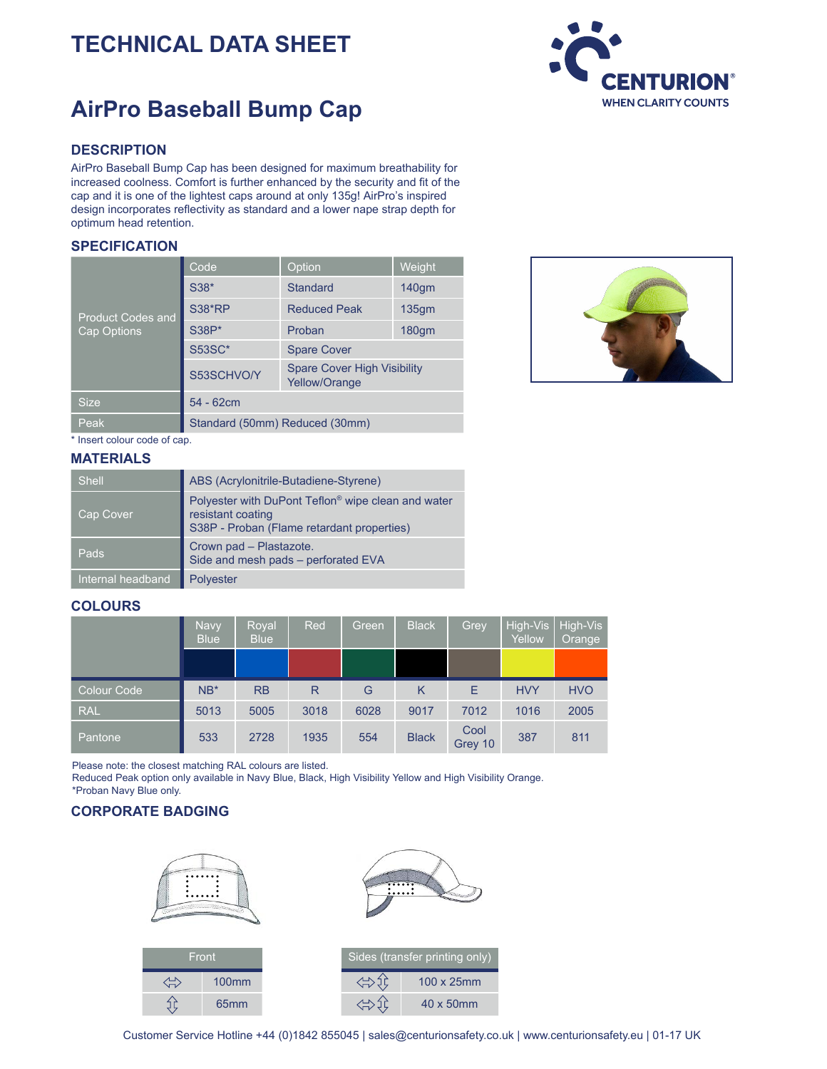# TECHNICAL DATA SHEET

# AirPro Baseball Bump Cap

## DESCRIPTION

AirPro Baseball Bump Cap has been designed for maximum breathability for increased coolness. Comfort is further enhanced by the security and fit of the cap and it is one of the lightest caps around at only 135g! AirPro's inspired design incorporates reflectivity as standard and a lower nape strap depth for optimum head retention.

## SPECIFICATION

| | Code | Option | Weight |
|---|---|---|---|
| Product Codes and Cap Options | S38* | Standard | 140gm |
| | S38*RP | Reduced Peak | 135gm |
| | S38P* | Proban | 180gm |
| | S53SC* | Spare Cover | |
| | S53SCHVO/Y | Spare Cover High Visibility Yellow/Orange | |
| Size | 54 - 62cm | | |
| Peak | Standard (50mm) Reduced (30mm) | | |

\* Insert colour code of cap.

## MATERIALS

| | |
|---|---|
| Shell | ABS (Acrylonitrile-Butadiene-Styrene) |
| Cap Cover | Polyester with DuPont Teflon® wipe clean and water resistant coating<br>S38P - Proban (Flame retardant properties) |
| Pads | Crown pad – Plastazote.<br>Side and mesh pads – perforated EVA |
| Internal headband | Polyester |

## COLOURS

| | Navy Blue | Royal Blue | Red | Green | Black | Grey | High-Vis Yellow | High-Vis Orange |
|---|---|---|---|---|---|---|---|---|
| Colour Code | NB* | RB | R | G | K | E | HVY | HVO |
| RAL | 5013 | 5005 | 3018 | 6028 | 9017 | 7012 | 1016 | 2005 |
| Pantone | 533 | 2728 | 1935 | 554 | Black | Cool Grey 10 | 387 | 811 |

Please note: the closest matching RAL colours are listed.
Reduced Peak option only available in Navy Blue, Black, High Visibility Yellow and High Visibility Orange.
*Proban Navy Blue only.

## CORPORATE BADGING

| Front | |
|---|---|
| ⇔ | 100mm |
| ⇳ | 65mm |

| Sides (transfer printing only) | |
|---|---|
| ⇔⇳ | 100 x 25mm |
| ⇔⇳ | 40 x 50mm |

Customer Service Hotline +44 (0)1842 855045 | sales@centurionsafety.co.uk | www.centurionsafety.eu | 01-17 UK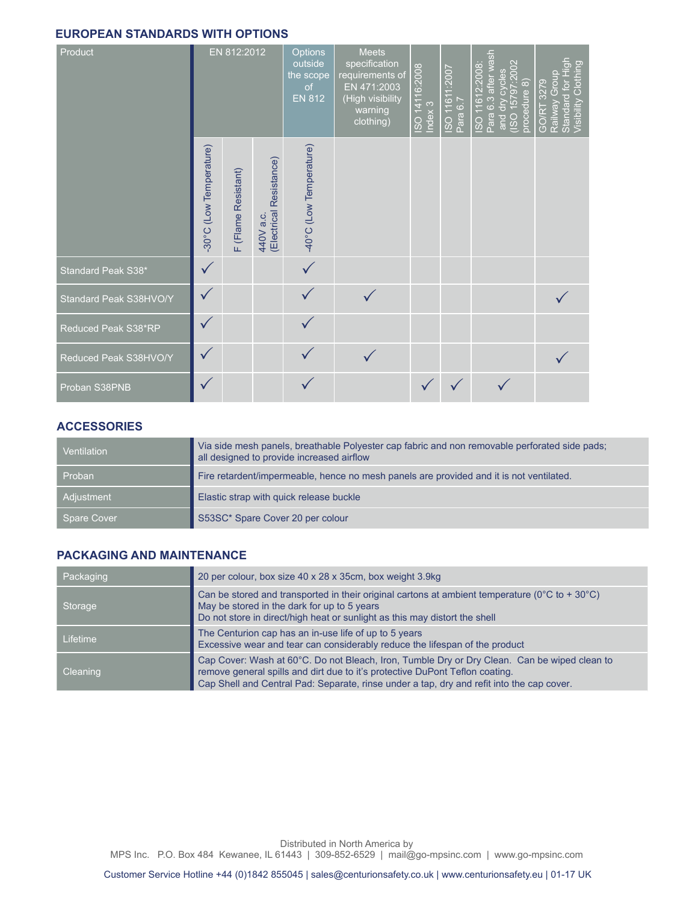## EUROPEAN STANDARDS WITH OPTIONS

| Product | EN 812:2012 | | | Options outside the scope of EN 812 | Meets specification requirements of EN 471:2003 (High visibility warning clothing) | ISO 14116:2008 Index 3 | ISO 11611:2007 Para 6.7 | ISO 11612:2008: Para 6.3 after wash and dry cycles (ISO 15797:2002 procedure 8) | GO/RT 3279 Railway Group Standard for High Visibility Clothing |
|---|---|---|---|---|---|---|---|---|---|
| | -30°C (Low Temperature) | F (Flame Resistant) | 440V a.c. (Electrical Resistance) | -40°C (Low Temperature) | | | | | |
| Standard Peak S38* | ✓ | | | ✓ | | | | | |
| Standard Peak S38HVO/Y | ✓ | | | ✓ | ✓ | | | | ✓ |
| Reduced Peak S38*RP | ✓ | | | ✓ | | | | | |
| Reduced Peak S38HVO/Y | ✓ | | | ✓ | ✓ | | | | ✓ |
| Proban S38PNB | ✓ | | | ✓ | | ✓ | ✓ | ✓ | |

## ACCESSORIES

| | |
|---|---|
| Ventilation | Via side mesh panels, breathable Polyester cap fabric and non removable perforated side pads; all designed to provide increased airflow |
| Proban | Fire retardent/impermeable, hence no mesh panels are provided and it is not ventilated. |
| Adjustment | Elastic strap with quick release buckle |
| Spare Cover | S53SC* Spare Cover 20 per colour |

## PACKAGING AND MAINTENANCE

| | |
|---|---|
| Packaging | 20 per colour, box size 40 x 28 x 35cm, box weight 3.9kg |
| Storage | Can be stored and transported in their original cartons at ambient temperature (0°C to + 30°C)<br>May be stored in the dark for up to 5 years<br>Do not store in direct/high heat or sunlight as this may distort the shell |
| Lifetime | The Centurion cap has an in-use life of up to 5 years<br>Excessive wear and tear can considerably reduce the lifespan of the product |
| Cleaning | Cap Cover: Wash at 60°C. Do not Bleach, Iron, Tumble Dry or Dry Clean. Can be wiped clean to remove general spills and dirt due to it's protective DuPont Teflon coating.<br>Cap Shell and Central Pad: Separate, rinse under a tap, dry and refit into the cap cover. |

Distributed in North America by
MPS Inc. P.O. Box 484 Kewanee, IL 61443 | 309-852-6529 | mail@go-mpsinc.com | www.go-mpsinc.com

Customer Service Hotline +44 (0)1842 855045 | sales@centurionsafety.co.uk | www.centurionsafety.eu | 01-17 UK